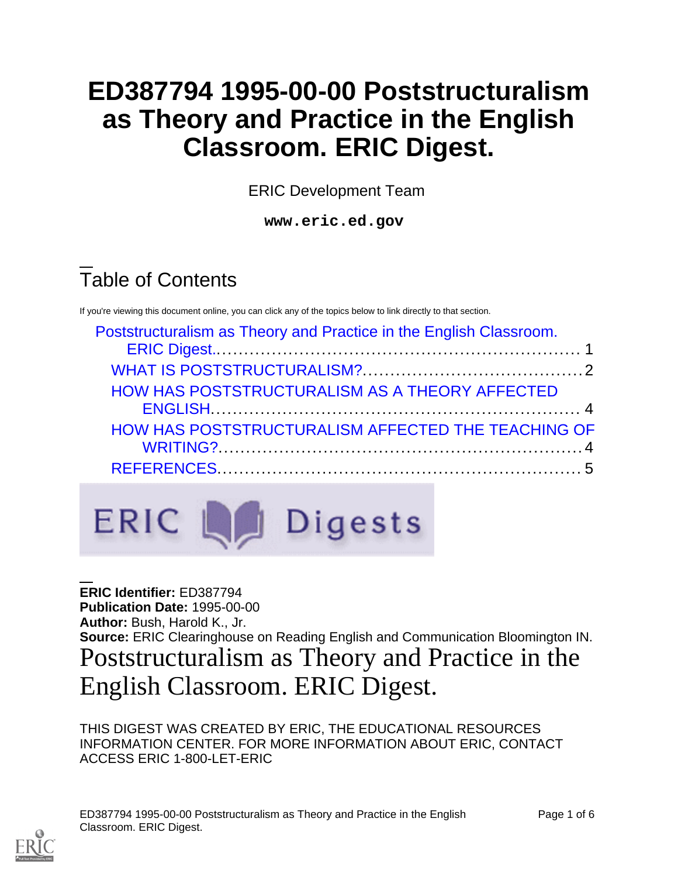# ED387794 1995-00-00 Poststructuralism as Theory and Practice in the English Classroom. ERIC Digest.

ERIC Development Team

**www.eric.ed.gov**

## Table of Contents

If you're viewing this document online, you can click any of the topics below to link directly to that section.

- Poststructuralism as Theory and Practice in the English Classroom. ERIC Digest.......... 1
  - WHAT IS POSTSTRUCTURALISM?.......... 2
  - HOW HAS POSTSTRUCTURALISM AS A THEORY AFFECTED ENGLISH.......... 4
  - HOW HAS POSTSTRUCTURALISM AFFECTED THE TEACHING OF WRITING?.......... 4
  - REFERENCES.......... 5

ERIC Digests

**ERIC Identifier:** ED387794
**Publication Date:** 1995-00-00
**Author:** Bush, Harold K., Jr.
**Source:** ERIC Clearinghouse on Reading English and Communication Bloomington IN.

# Poststructuralism as Theory and Practice in the English Classroom. ERIC Digest.

THIS DIGEST WAS CREATED BY ERIC, THE EDUCATIONAL RESOURCES INFORMATION CENTER. FOR MORE INFORMATION ABOUT ERIC, CONTACT ACCESS ERIC 1-800-LET-ERIC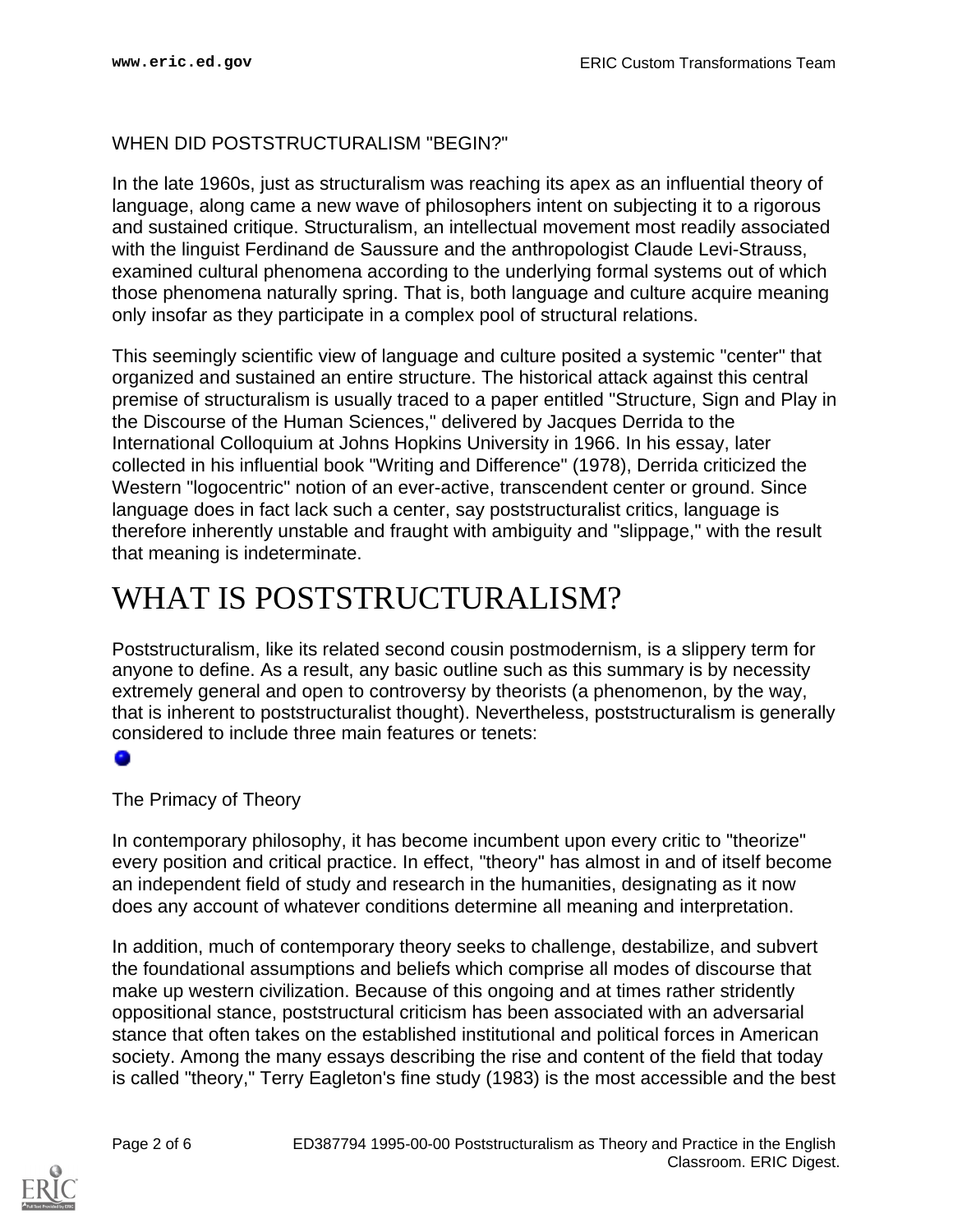WHEN DID POSTSTRUCTURALISM "BEGIN?"

In the late 1960s, just as structuralism was reaching its apex as an influential theory of language, along came a new wave of philosophers intent on subjecting it to a rigorous and sustained critique. Structuralism, an intellectual movement most readily associated with the linguist Ferdinand de Saussure and the anthropologist Claude Levi-Strauss, examined cultural phenomena according to the underlying formal systems out of which those phenomena naturally spring. That is, both language and culture acquire meaning only insofar as they participate in a complex pool of structural relations.

This seemingly scientific view of language and culture posited a systemic "center" that organized and sustained an entire structure. The historical attack against this central premise of structuralism is usually traced to a paper entitled "Structure, Sign and Play in the Discourse of the Human Sciences," delivered by Jacques Derrida to the International Colloquium at Johns Hopkins University in 1966. In his essay, later collected in his influential book "Writing and Difference" (1978), Derrida criticized the Western "logocentric" notion of an ever-active, transcendent center or ground. Since language does in fact lack such a center, say poststructuralist critics, language is therefore inherently unstable and fraught with ambiguity and "slippage," with the result that meaning is indeterminate.

# WHAT IS POSTSTRUCTURALISM?

Poststructuralism, like its related second cousin postmodernism, is a slippery term for anyone to define. As a result, any basic outline such as this summary is by necessity extremely general and open to controversy by theorists (a phenomenon, by the way, that is inherent to poststructuralist thought). Nevertheless, poststructuralism is generally considered to include three main features or tenets:

- The Primacy of Theory

In contemporary philosophy, it has become incumbent upon every critic to "theorize" every position and critical practice. In effect, "theory" has almost in and of itself become an independent field of study and research in the humanities, designating as it now does any account of whatever conditions determine all meaning and interpretation.

In addition, much of contemporary theory seeks to challenge, destabilize, and subvert the foundational assumptions and beliefs which comprise all modes of discourse that make up western civilization. Because of this ongoing and at times rather stridently oppositional stance, poststructural criticism has been associated with an adversarial stance that often takes on the established institutional and political forces in American society. Among the many essays describing the rise and content of the field that today is called "theory," Terry Eagleton's fine study (1983) is the most accessible and the best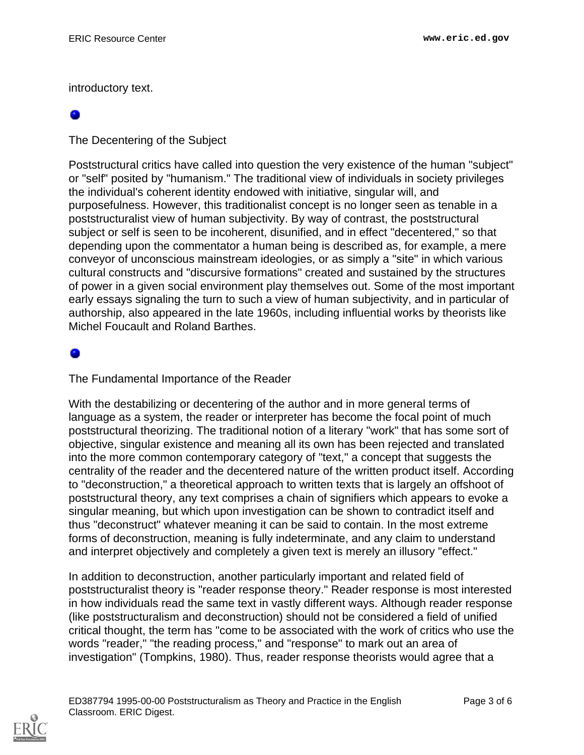introductory text.

## The Decentering of the Subject

Poststructural critics have called into question the very existence of the human "subject" or "self" posited by "humanism." The traditional view of individuals in society privileges the individual's coherent identity endowed with initiative, singular will, and purposefulness. However, this traditionalist concept is no longer seen as tenable in a poststructuralist view of human subjectivity. By way of contrast, the poststructural subject or self is seen to be incoherent, disunified, and in effect "decentered," so that depending upon the commentator a human being is described as, for example, a mere conveyor of unconscious mainstream ideologies, or as simply a "site" in which various cultural constructs and "discursive formations" created and sustained by the structures of power in a given social environment play themselves out. Some of the most important early essays signaling the turn to such a view of human subjectivity, and in particular of authorship, also appeared in the late 1960s, including influential works by theorists like Michel Foucault and Roland Barthes.

## The Fundamental Importance of the Reader

With the destabilizing or decentering of the author and in more general terms of language as a system, the reader or interpreter has become the focal point of much poststructural theorizing. The traditional notion of a literary "work" that has some sort of objective, singular existence and meaning all its own has been rejected and translated into the more common contemporary category of "text," a concept that suggests the centrality of the reader and the decentered nature of the written product itself. According to "deconstruction," a theoretical approach to written texts that is largely an offshoot of poststructural theory, any text comprises a chain of signifiers which appears to evoke a singular meaning, but which upon investigation can be shown to contradict itself and thus "deconstruct" whatever meaning it can be said to contain. In the most extreme forms of deconstruction, meaning is fully indeterminate, and any claim to understand and interpret objectively and completely a given text is merely an illusory "effect."

In addition to deconstruction, another particularly important and related field of poststructuralist theory is "reader response theory." Reader response is most interested in how individuals read the same text in vastly different ways. Although reader response (like poststructuralism and deconstruction) should not be considered a field of unified critical thought, the term has "come to be associated with the work of critics who use the words "reader," "the reading process," and "response" to mark out an area of investigation" (Tompkins, 1980). Thus, reader response theorists would agree that a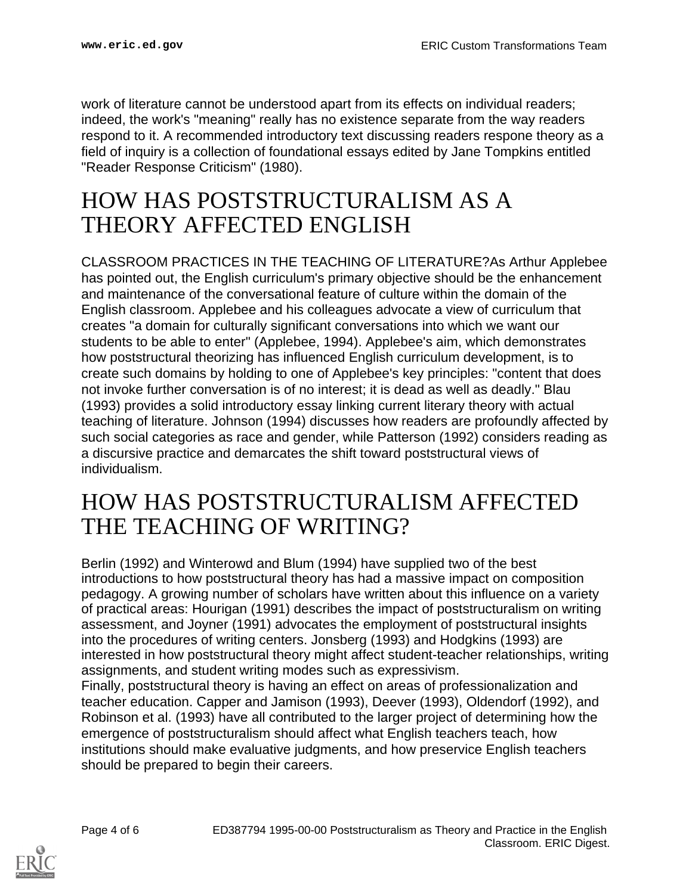work of literature cannot be understood apart from its effects on individual readers; indeed, the work's "meaning" really has no existence separate from the way readers respond to it. A recommended introductory text discussing readers respone theory as a field of inquiry is a collection of foundational essays edited by Jane Tompkins entitled "Reader Response Criticism" (1980).

# HOW HAS POSTSTRUCTURALISM AS A THEORY AFFECTED ENGLISH

CLASSROOM PRACTICES IN THE TEACHING OF LITERATURE?As Arthur Applebee has pointed out, the English curriculum's primary objective should be the enhancement and maintenance of the conversational feature of culture within the domain of the English classroom. Applebee and his colleagues advocate a view of curriculum that creates "a domain for culturally significant conversations into which we want our students to be able to enter" (Applebee, 1994). Applebee's aim, which demonstrates how poststructural theorizing has influenced English curriculum development, is to create such domains by holding to one of Applebee's key principles: "content that does not invoke further conversation is of no interest; it is dead as well as deadly." Blau (1993) provides a solid introductory essay linking current literary theory with actual teaching of literature. Johnson (1994) discusses how readers are profoundly affected by such social categories as race and gender, while Patterson (1992) considers reading as a discursive practice and demarcates the shift toward poststructural views of individualism.

# HOW HAS POSTSTRUCTURALISM AFFECTED THE TEACHING OF WRITING?

Berlin (1992) and Winterowd and Blum (1994) have supplied two of the best introductions to how poststructural theory has had a massive impact on composition pedagogy. A growing number of scholars have written about this influence on a variety of practical areas: Hourigan (1991) describes the impact of poststructuralism on writing assessment, and Joyner (1991) advocates the employment of poststructural insights into the procedures of writing centers. Jonsberg (1993) and Hodgkins (1993) are interested in how poststructural theory might affect student-teacher relationships, writing assignments, and student writing modes such as expressivism.

Finally, poststructural theory is having an effect on areas of professionalization and teacher education. Capper and Jamison (1993), Deever (1993), Oldendorf (1992), and Robinson et al. (1993) have all contributed to the larger project of determining how the emergence of poststructuralism should affect what English teachers teach, how institutions should make evaluative judgments, and how preservice English teachers should be prepared to begin their careers.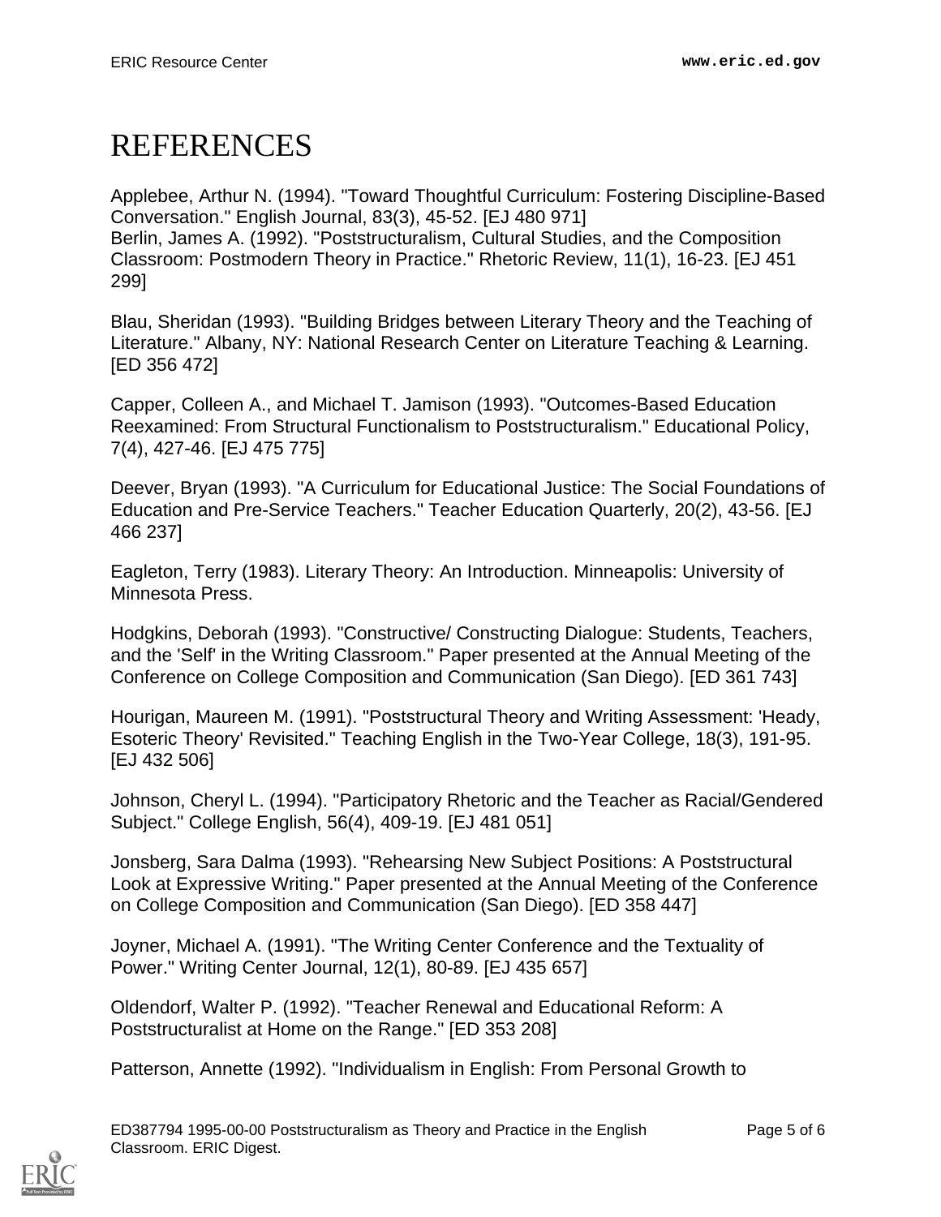# REFERENCES

Applebee, Arthur N. (1994). "Toward Thoughtful Curriculum: Fostering Discipline-Based Conversation." English Journal, 83(3), 45-52. [EJ 480 971]
Berlin, James A. (1992). "Poststructuralism, Cultural Studies, and the Composition Classroom: Postmodern Theory in Practice." Rhetoric Review, 11(1), 16-23. [EJ 451 299]

Blau, Sheridan (1993). "Building Bridges between Literary Theory and the Teaching of Literature." Albany, NY: National Research Center on Literature Teaching & Learning. [ED 356 472]

Capper, Colleen A., and Michael T. Jamison (1993). "Outcomes-Based Education Reexamined: From Structural Functionalism to Poststructuralism." Educational Policy, 7(4), 427-46. [EJ 475 775]

Deever, Bryan (1993). "A Curriculum for Educational Justice: The Social Foundations of Education and Pre-Service Teachers." Teacher Education Quarterly, 20(2), 43-56. [EJ 466 237]

Eagleton, Terry (1983). Literary Theory: An Introduction. Minneapolis: University of Minnesota Press.

Hodgkins, Deborah (1993). "Constructive/ Constructing Dialogue: Students, Teachers, and the 'Self' in the Writing Classroom." Paper presented at the Annual Meeting of the Conference on College Composition and Communication (San Diego). [ED 361 743]

Hourigan, Maureen M. (1991). "Poststructural Theory and Writing Assessment: 'Heady, Esoteric Theory' Revisited." Teaching English in the Two-Year College, 18(3), 191-95. [EJ 432 506]

Johnson, Cheryl L. (1994). "Participatory Rhetoric and the Teacher as Racial/Gendered Subject." College English, 56(4), 409-19. [EJ 481 051]

Jonsberg, Sara Dalma (1993). "Rehearsing New Subject Positions: A Poststructural Look at Expressive Writing." Paper presented at the Annual Meeting of the Conference on College Composition and Communication (San Diego). [ED 358 447]

Joyner, Michael A. (1991). "The Writing Center Conference and the Textuality of Power." Writing Center Journal, 12(1), 80-89. [EJ 435 657]

Oldendorf, Walter P. (1992). "Teacher Renewal and Educational Reform: A Poststructuralist at Home on the Range." [ED 353 208]

Patterson, Annette (1992). "Individualism in English: From Personal Growth to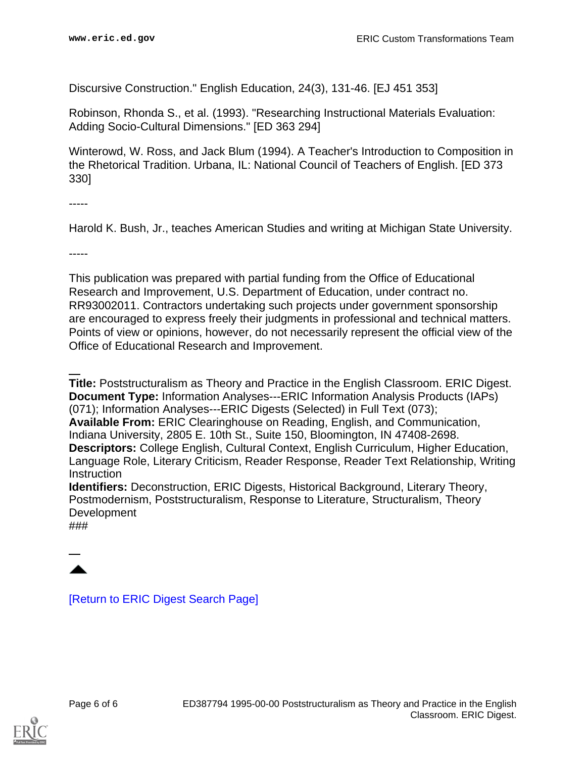Discursive Construction." English Education, 24(3), 131-46. [EJ 451 353]

Robinson, Rhonda S., et al. (1993). "Researching Instructional Materials Evaluation: Adding Socio-Cultural Dimensions." [ED 363 294]

Winterowd, W. Ross, and Jack Blum (1994). A Teacher's Introduction to Composition in the Rhetorical Tradition. Urbana, IL: National Council of Teachers of English. [ED 373 330]

-----

Harold K. Bush, Jr., teaches American Studies and writing at Michigan State University.

-----

This publication was prepared with partial funding from the Office of Educational Research and Improvement, U.S. Department of Education, under contract no. RR93002011. Contractors undertaking such projects under government sponsorship are encouraged to express freely their judgments in professional and technical matters. Points of view or opinions, however, do not necessarily represent the official view of the Office of Educational Research and Improvement.

---

**Title:** Poststructuralism as Theory and Practice in the English Classroom. ERIC Digest.
**Document Type:** Information Analyses---ERIC Information Analysis Products (IAPs) (071); Information Analyses---ERIC Digests (Selected) in Full Text (073);
**Available From:** ERIC Clearinghouse on Reading, English, and Communication, Indiana University, 2805 E. 10th St., Suite 150, Bloomington, IN 47408-2698.
**Descriptors:** College English, Cultural Context, English Curriculum, Higher Education, Language Role, Literary Criticism, Reader Response, Reader Text Relationship, Writing Instruction
**Identifiers:** Deconstruction, ERIC Digests, Historical Background, Literary Theory, Postmodernism, Poststructuralism, Response to Literature, Structuralism, Theory Development
###

---

[Return to ERIC Digest Search Page]